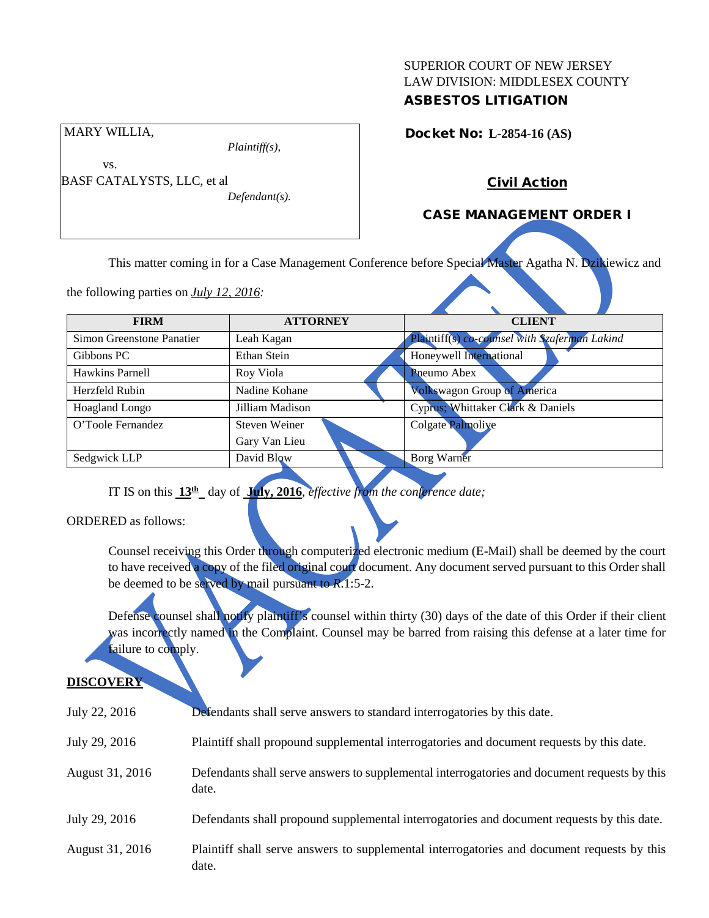SUPERIOR COURT OF NEW JERSEY
LAW DIVISION: MIDDLESEX COUNTY

**ASBESTOS LITIGATION**

MARY WILLIA,
*Plaintiff(s),*

vs.

BASF CATALYSTS, LLC, et al
*Defendant(s).*

**Docket No: L-2854-16 (AS)**

**Civil Action**

**CASE MANAGEMENT ORDER I**

This matter coming in for a Case Management Conference before Special Master Agatha N. Dzikiewicz and the following parties on *July 12, 2016:*

| FIRM | ATTORNEY | CLIENT |
|---|---|---|
| Simon Greenstone Panatier | Leah Kagan | Plaintiff(s) *co-counsel with Szaferman Lakind* |
| Gibbons PC | Ethan Stein | Honeywell International |
| Hawkins Parnell | Roy Viola | Pneumo Abex |
| Herzfeld Rubin | Nadine Kohane | Volkswagon Group of America |
| Hoagland Longo | Jilliam Madison | Cyprus; Whittaker Clark & Daniels |
| O'Toole Fernandez | Steven Weiner<br>Gary Van Lieu | Colgate Palmolive |
| Sedgwick LLP | David Blow | Borg Warner |

IT IS on this **13th** day of **July, 2016**, *effective from the conference date;*

ORDERED as follows:

Counsel receiving this Order through computerized electronic medium (E-Mail) shall be deemed by the court to have received a copy of the filed original court document. Any document served pursuant to this Order shall be deemed to be served by mail pursuant to *R*.1:5-2.

Defense counsel shall notify plaintiff's counsel within thirty (30) days of the date of this Order if their client was incorrectly named in the Complaint. Counsel may be barred from raising this defense at a later time for failure to comply.

**DISCOVERY**

| | |
|---|---|
| July 22, 2016 | Defendants shall serve answers to standard interrogatories by this date. |
| July 29, 2016 | Plaintiff shall propound supplemental interrogatories and document requests by this date. |
| August 31, 2016 | Defendants shall serve answers to supplemental interrogatories and document requests by this date. |
| July 29, 2016 | Defendants shall propound supplemental interrogatories and document requests by this date. |
| August 31, 2016 | Plaintiff shall serve answers to supplemental interrogatories and document requests by this date. |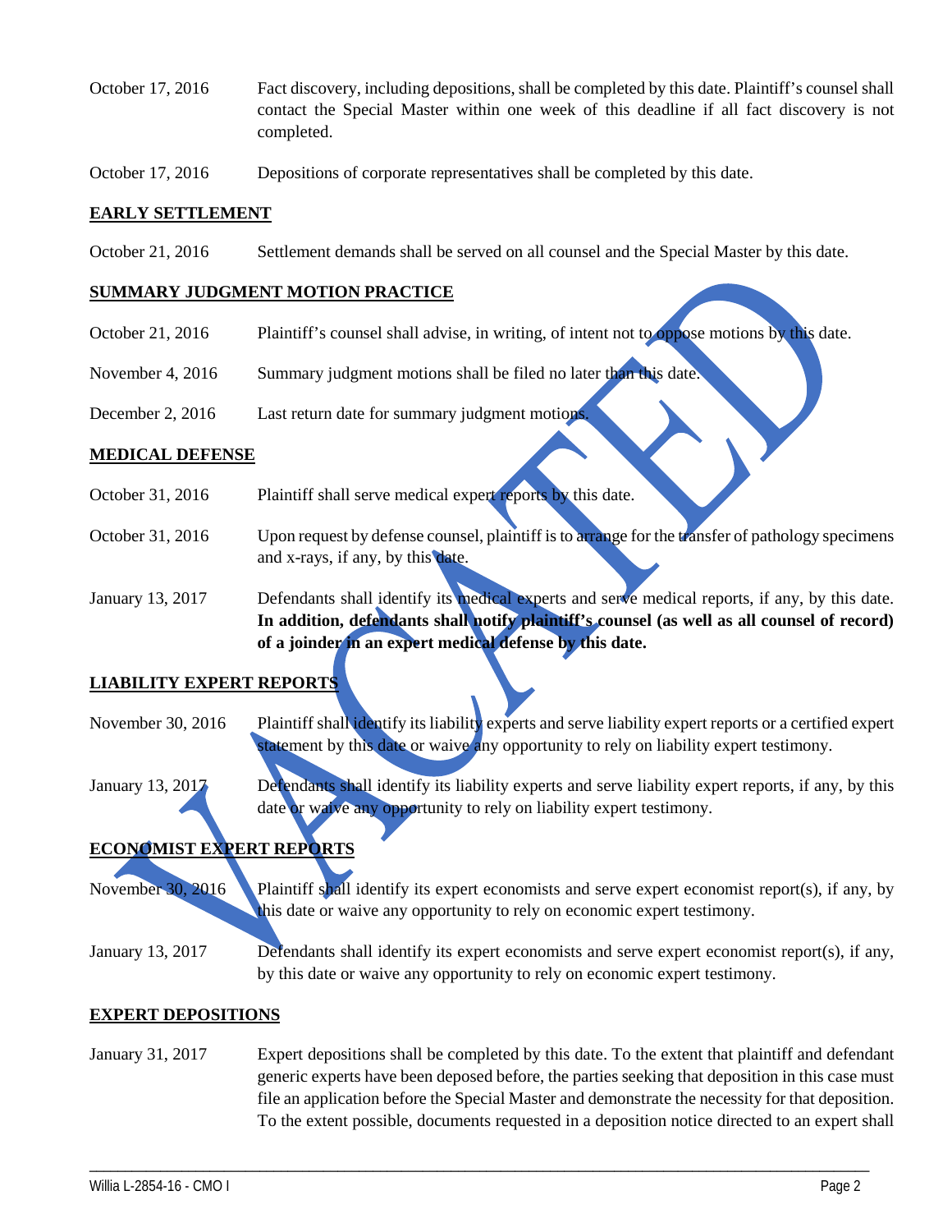October 17, 2016 — Fact discovery, including depositions, shall be completed by this date. Plaintiff's counsel shall contact the Special Master within one week of this deadline if all fact discovery is not completed.

October 17, 2016 — Depositions of corporate representatives shall be completed by this date.

## EARLY SETTLEMENT

October 21, 2016 — Settlement demands shall be served on all counsel and the Special Master by this date.

## SUMMARY JUDGMENT MOTION PRACTICE

October 21, 2016 — Plaintiff's counsel shall advise, in writing, of intent not to oppose motions by this date.

November 4, 2016 — Summary judgment motions shall be filed no later than this date.

December 2, 2016 — Last return date for summary judgment motions.

## MEDICAL DEFENSE

October 31, 2016 — Plaintiff shall serve medical expert reports by this date.

October 31, 2016 — Upon request by defense counsel, plaintiff is to arrange for the transfer of pathology specimens and x-rays, if any, by this date.

January 13, 2017 — Defendants shall identify its medical experts and serve medical reports, if any, by this date. **In addition, defendants shall notify plaintiff's counsel (as well as all counsel of record) of a joinder in an expert medical defense by this date.**

## LIABILITY EXPERT REPORTS

November 30, 2016 — Plaintiff shall identify its liability experts and serve liability expert reports or a certified expert statement by this date or waive any opportunity to rely on liability expert testimony.

January 13, 2017 — Defendants shall identify its liability experts and serve liability expert reports, if any, by this date or waive any opportunity to rely on liability expert testimony.

## ECONOMIST EXPERT REPORTS

November 30, 2016 — Plaintiff shall identify its expert economists and serve expert economist report(s), if any, by this date or waive any opportunity to rely on economic expert testimony.

January 13, 2017 — Defendants shall identify its expert economists and serve expert economist report(s), if any, by this date or waive any opportunity to rely on economic expert testimony.

## EXPERT DEPOSITIONS

January 31, 2017 — Expert depositions shall be completed by this date. To the extent that plaintiff and defendant generic experts have been deposed before, the parties seeking that deposition in this case must file an application before the Special Master and demonstrate the necessity for that deposition. To the extent possible, documents requested in a deposition notice directed to an expert shall

VACATED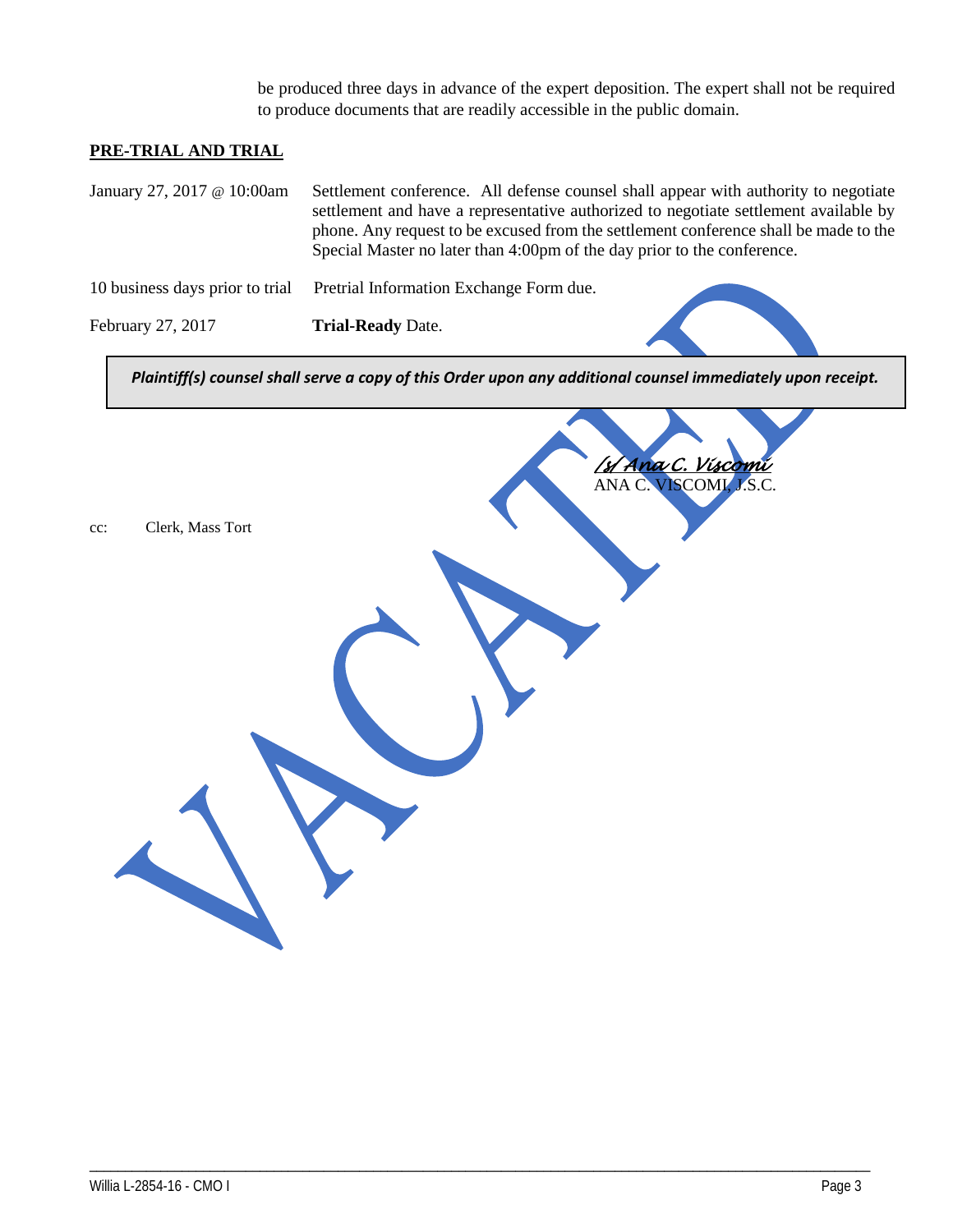be produced three days in advance of the expert deposition. The expert shall not be required to produce documents that are readily accessible in the public domain.

**PRE-TRIAL AND TRIAL**

| | |
|---|---|
| January 27, 2017 @ 10:00am | Settlement conference. All defense counsel shall appear with authority to negotiate settlement and have a representative authorized to negotiate settlement available by phone. Any request to be excused from the settlement conference shall be made to the Special Master no later than 4:00pm of the day prior to the conference. |
| 10 business days prior to trial | Pretrial Information Exchange Form due. |
| February 27, 2017 | **Trial-Ready** Date. |

***Plaintiff(s) counsel shall serve a copy of this Order upon any additional counsel immediately upon receipt.***

VACATED

/s/ Ana C. Viscomi
ANA C. VISCOMI, J.S.C.

cc: Clerk, Mass Tort